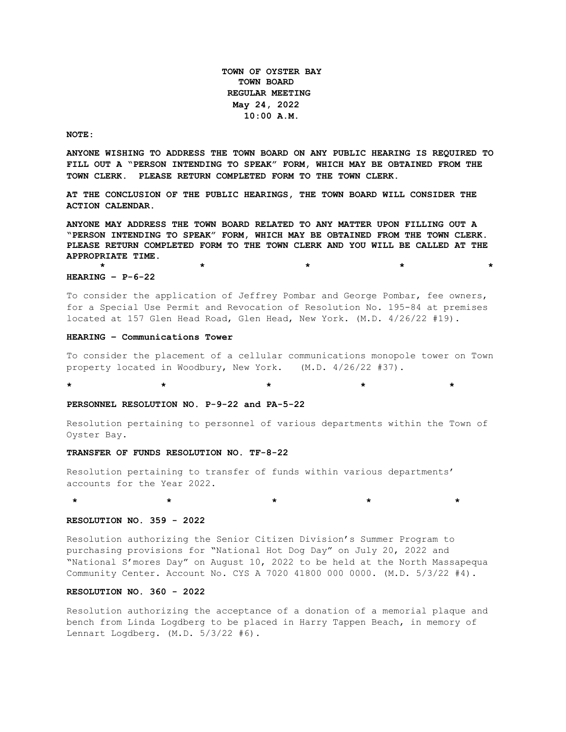**TOWN OF OYSTER BAY**
**TOWN BOARD**
**REGULAR MEETING**
**May 24, 2022**
**10:00 A.M.**

**NOTE:**

**ANYONE WISHING TO ADDRESS THE TOWN BOARD ON ANY PUBLIC HEARING IS REQUIRED TO FILL OUT A "PERSON INTENDING TO SPEAK" FORM, WHICH MAY BE OBTAINED FROM THE TOWN CLERK. PLEASE RETURN COMPLETED FORM TO THE TOWN CLERK.**

**AT THE CONCLUSION OF THE PUBLIC HEARINGS, THE TOWN BOARD WILL CONSIDER THE ACTION CALENDAR.**

**ANYONE MAY ADDRESS THE TOWN BOARD RELATED TO ANY MATTER UPON FILLING OUT A "PERSON INTENDING TO SPEAK" FORM, WHICH MAY BE OBTAINED FROM THE TOWN CLERK. PLEASE RETURN COMPLETED FORM TO THE TOWN CLERK AND YOU WILL BE CALLED AT THE APPROPRIATE TIME.**

\* \* \* \* \*

**HEARING – P-6-22**

To consider the application of Jeffrey Pombar and George Pombar, fee owners, for a Special Use Permit and Revocation of Resolution No. 195-84 at premises located at 157 Glen Head Road, Glen Head, New York. (M.D. 4/26/22 #19).

**HEARING – Communications Tower**

To consider the placement of a cellular communications monopole tower on Town property located in Woodbury, New York. (M.D. 4/26/22 #37).

\* \* \* \* \*

**PERSONNEL RESOLUTION NO. P-9-22 and PA-5-22**

Resolution pertaining to personnel of various departments within the Town of Oyster Bay.

**TRANSFER OF FUNDS RESOLUTION NO. TF-8-22**

Resolution pertaining to transfer of funds within various departments' accounts for the Year 2022.

\* \* \* \* \*

**RESOLUTION NO. 359 - 2022**

Resolution authorizing the Senior Citizen Division's Summer Program to purchasing provisions for "National Hot Dog Day" on July 20, 2022 and "National S'mores Day" on August 10, 2022 to be held at the North Massapequa Community Center. Account No. CYS A 7020 41800 000 0000. (M.D. 5/3/22 #4).

**RESOLUTION NO. 360 - 2022**

Resolution authorizing the acceptance of a donation of a memorial plaque and bench from Linda Logdberg to be placed in Harry Tappen Beach, in memory of Lennart Logdberg. (M.D. 5/3/22 #6).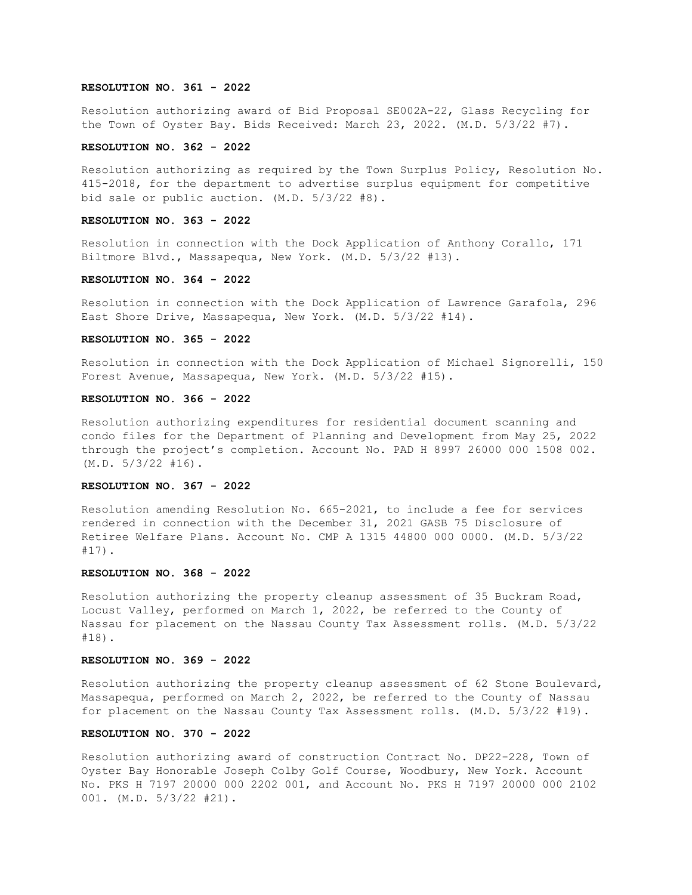**RESOLUTION NO. 361 - 2022**

Resolution authorizing award of Bid Proposal SE002A-22, Glass Recycling for the Town of Oyster Bay. Bids Received: March 23, 2022. (M.D. 5/3/22 #7).

**RESOLUTION NO. 362 - 2022**

Resolution authorizing as required by the Town Surplus Policy, Resolution No. 415-2018, for the department to advertise surplus equipment for competitive bid sale or public auction. (M.D. 5/3/22 #8).

**RESOLUTION NO. 363 - 2022**

Resolution in connection with the Dock Application of Anthony Corallo, 171 Biltmore Blvd., Massapequa, New York. (M.D. 5/3/22 #13).

**RESOLUTION NO. 364 - 2022**

Resolution in connection with the Dock Application of Lawrence Garafola, 296 East Shore Drive, Massapequa, New York. (M.D. 5/3/22 #14).

**RESOLUTION NO. 365 - 2022**

Resolution in connection with the Dock Application of Michael Signorelli, 150 Forest Avenue, Massapequa, New York. (M.D. 5/3/22 #15).

**RESOLUTION NO. 366 - 2022**

Resolution authorizing expenditures for residential document scanning and condo files for the Department of Planning and Development from May 25, 2022 through the project's completion. Account No. PAD H 8997 26000 000 1508 002. (M.D. 5/3/22 #16).

**RESOLUTION NO. 367 - 2022**

Resolution amending Resolution No. 665-2021, to include a fee for services rendered in connection with the December 31, 2021 GASB 75 Disclosure of Retiree Welfare Plans. Account No. CMP A 1315 44800 000 0000. (M.D. 5/3/22 #17).

**RESOLUTION NO. 368 - 2022**

Resolution authorizing the property cleanup assessment of 35 Buckram Road, Locust Valley, performed on March 1, 2022, be referred to the County of Nassau for placement on the Nassau County Tax Assessment rolls. (M.D. 5/3/22 #18).

**RESOLUTION NO. 369 - 2022**

Resolution authorizing the property cleanup assessment of 62 Stone Boulevard, Massapequa, performed on March 2, 2022, be referred to the County of Nassau for placement on the Nassau County Tax Assessment rolls. (M.D. 5/3/22 #19).

**RESOLUTION NO. 370 - 2022**

Resolution authorizing award of construction Contract No. DP22-228, Town of Oyster Bay Honorable Joseph Colby Golf Course, Woodbury, New York. Account No. PKS H 7197 20000 000 2202 001, and Account No. PKS H 7197 20000 000 2102 001. (M.D. 5/3/22 #21).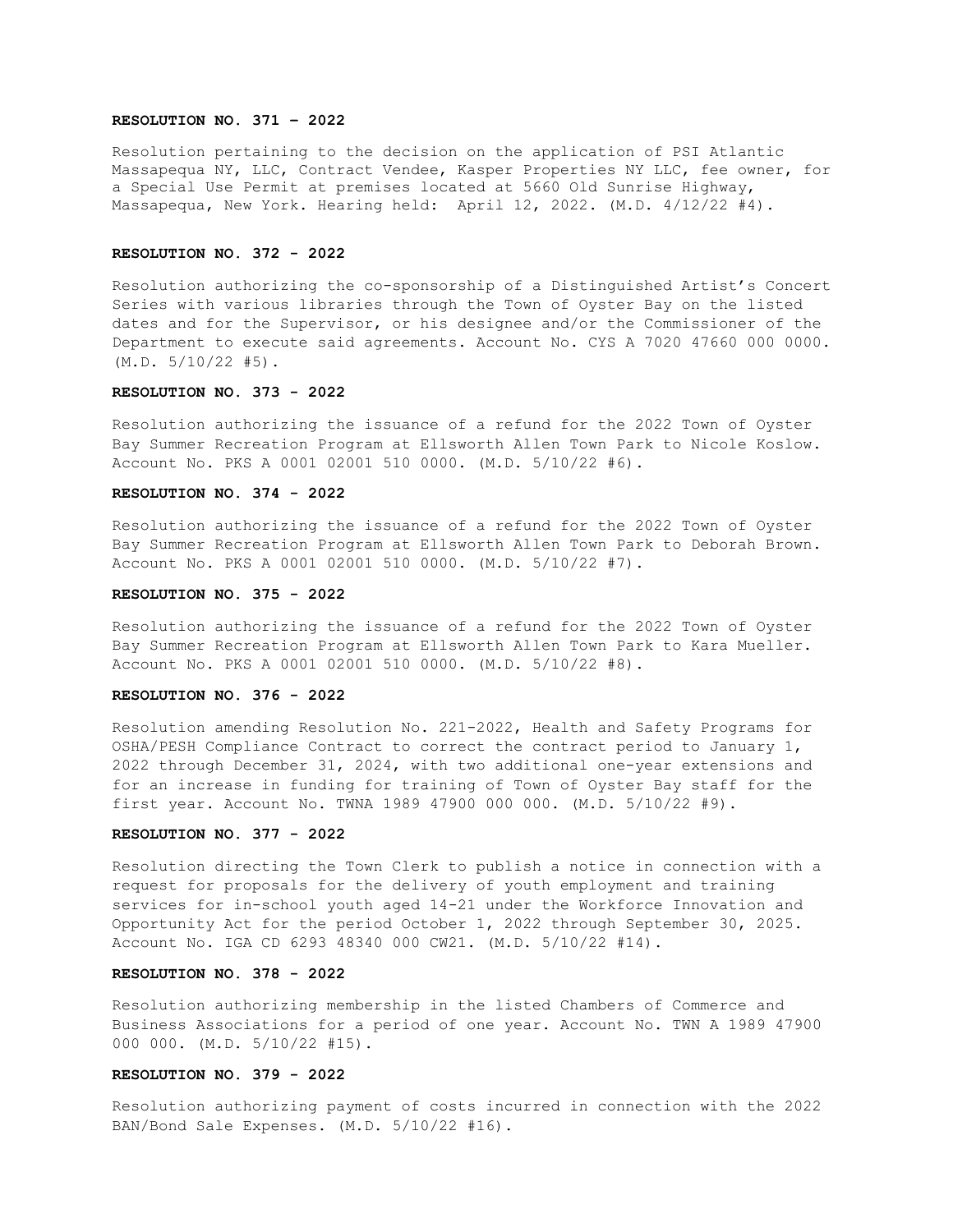**RESOLUTION NO. 371 – 2022**

Resolution pertaining to the decision on the application of PSI Atlantic Massapequa NY, LLC, Contract Vendee, Kasper Properties NY LLC, fee owner, for a Special Use Permit at premises located at 5660 Old Sunrise Highway, Massapequa, New York. Hearing held: April 12, 2022. (M.D. 4/12/22 #4).

**RESOLUTION NO. 372 - 2022**

Resolution authorizing the co-sponsorship of a Distinguished Artist's Concert Series with various libraries through the Town of Oyster Bay on the listed dates and for the Supervisor, or his designee and/or the Commissioner of the Department to execute said agreements. Account No. CYS A 7020 47660 000 0000. (M.D. 5/10/22 #5).

**RESOLUTION NO. 373 - 2022**

Resolution authorizing the issuance of a refund for the 2022 Town of Oyster Bay Summer Recreation Program at Ellsworth Allen Town Park to Nicole Koslow. Account No. PKS A 0001 02001 510 0000. (M.D. 5/10/22 #6).

**RESOLUTION NO. 374 - 2022**

Resolution authorizing the issuance of a refund for the 2022 Town of Oyster Bay Summer Recreation Program at Ellsworth Allen Town Park to Deborah Brown. Account No. PKS A 0001 02001 510 0000. (M.D. 5/10/22 #7).

**RESOLUTION NO. 375 - 2022**

Resolution authorizing the issuance of a refund for the 2022 Town of Oyster Bay Summer Recreation Program at Ellsworth Allen Town Park to Kara Mueller. Account No. PKS A 0001 02001 510 0000. (M.D. 5/10/22 #8).

**RESOLUTION NO. 376 - 2022**

Resolution amending Resolution No. 221-2022, Health and Safety Programs for OSHA/PESH Compliance Contract to correct the contract period to January 1, 2022 through December 31, 2024, with two additional one-year extensions and for an increase in funding for training of Town of Oyster Bay staff for the first year. Account No. TWNA 1989 47900 000 000. (M.D. 5/10/22 #9).

**RESOLUTION NO. 377 - 2022**

Resolution directing the Town Clerk to publish a notice in connection with a request for proposals for the delivery of youth employment and training services for in-school youth aged 14-21 under the Workforce Innovation and Opportunity Act for the period October 1, 2022 through September 30, 2025. Account No. IGA CD 6293 48340 000 CW21. (M.D. 5/10/22 #14).

**RESOLUTION NO. 378 - 2022**

Resolution authorizing membership in the listed Chambers of Commerce and Business Associations for a period of one year. Account No. TWN A 1989 47900 000 000. (M.D. 5/10/22 #15).

**RESOLUTION NO. 379 - 2022**

Resolution authorizing payment of costs incurred in connection with the 2022 BAN/Bond Sale Expenses. (M.D. 5/10/22 #16).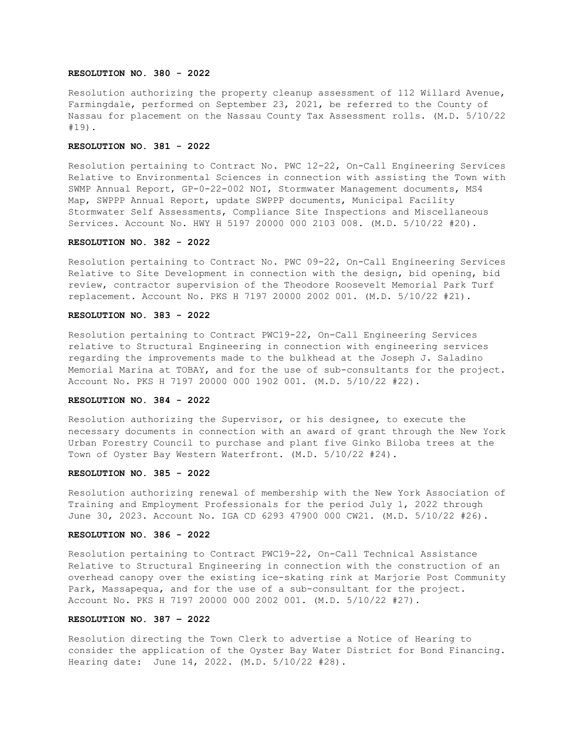**RESOLUTION NO. 380 - 2022**

Resolution authorizing the property cleanup assessment of 112 Willard Avenue, Farmingdale, performed on September 23, 2021, be referred to the County of Nassau for placement on the Nassau County Tax Assessment rolls. (M.D. 5/10/22 #19).

**RESOLUTION NO. 381 - 2022**

Resolution pertaining to Contract No. PWC 12-22, On-Call Engineering Services Relative to Environmental Sciences in connection with assisting the Town with SWMP Annual Report, GP-0-22-002 NOI, Stormwater Management documents, MS4 Map, SWPPP Annual Report, update SWPPP documents, Municipal Facility Stormwater Self Assessments, Compliance Site Inspections and Miscellaneous Services. Account No. HWY H 5197 20000 000 2103 008. (M.D. 5/10/22 #20).

**RESOLUTION NO. 382 - 2022**

Resolution pertaining to Contract No. PWC 09-22, On-Call Engineering Services Relative to Site Development in connection with the design, bid opening, bid review, contractor supervision of the Theodore Roosevelt Memorial Park Turf replacement. Account No. PKS H 7197 20000 2002 001. (M.D. 5/10/22 #21).

**RESOLUTION NO. 383 - 2022**

Resolution pertaining to Contract PWC19-22, On-Call Engineering Services relative to Structural Engineering in connection with engineering services regarding the improvements made to the bulkhead at the Joseph J. Saladino Memorial Marina at TOBAY, and for the use of sub-consultants for the project. Account No. PKS H 7197 20000 000 1902 001. (M.D. 5/10/22 #22).

**RESOLUTION NO. 384 - 2022**

Resolution authorizing the Supervisor, or his designee, to execute the necessary documents in connection with an award of grant through the New York Urban Forestry Council to purchase and plant five Ginko Biloba trees at the Town of Oyster Bay Western Waterfront. (M.D. 5/10/22 #24).

**RESOLUTION NO. 385 - 2022**

Resolution authorizing renewal of membership with the New York Association of Training and Employment Professionals for the period July 1, 2022 through June 30, 2023. Account No. IGA CD 6293 47900 000 CW21. (M.D. 5/10/22 #26).

**RESOLUTION NO. 386 - 2022**

Resolution pertaining to Contract PWC19-22, On-Call Technical Assistance Relative to Structural Engineering in connection with the construction of an overhead canopy over the existing ice-skating rink at Marjorie Post Community Park, Massapequa, and for the use of a sub-consultant for the project. Account No. PKS H 7197 20000 000 2002 001. (M.D. 5/10/22 #27).

**RESOLUTION NO. 387 – 2022**

Resolution directing the Town Clerk to advertise a Notice of Hearing to consider the application of the Oyster Bay Water District for Bond Financing. Hearing date: June 14, 2022. (M.D. 5/10/22 #28).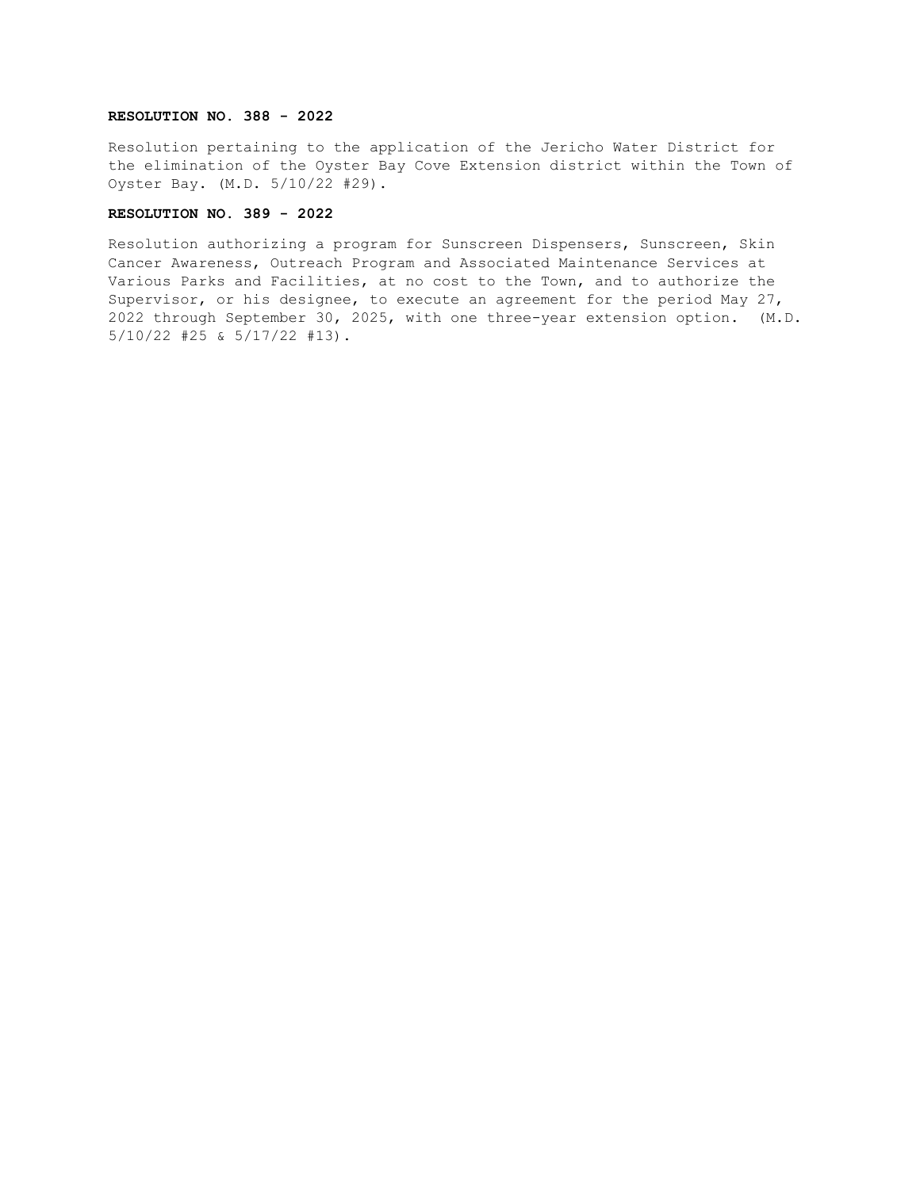**RESOLUTION NO. 388 - 2022**

Resolution pertaining to the application of the Jericho Water District for the elimination of the Oyster Bay Cove Extension district within the Town of Oyster Bay. (M.D. 5/10/22 #29).

**RESOLUTION NO. 389 - 2022**

Resolution authorizing a program for Sunscreen Dispensers, Sunscreen, Skin Cancer Awareness, Outreach Program and Associated Maintenance Services at Various Parks and Facilities, at no cost to the Town, and to authorize the Supervisor, or his designee, to execute an agreement for the period May 27, 2022 through September 30, 2025, with one three-year extension option. (M.D. 5/10/22 #25 & 5/17/22 #13).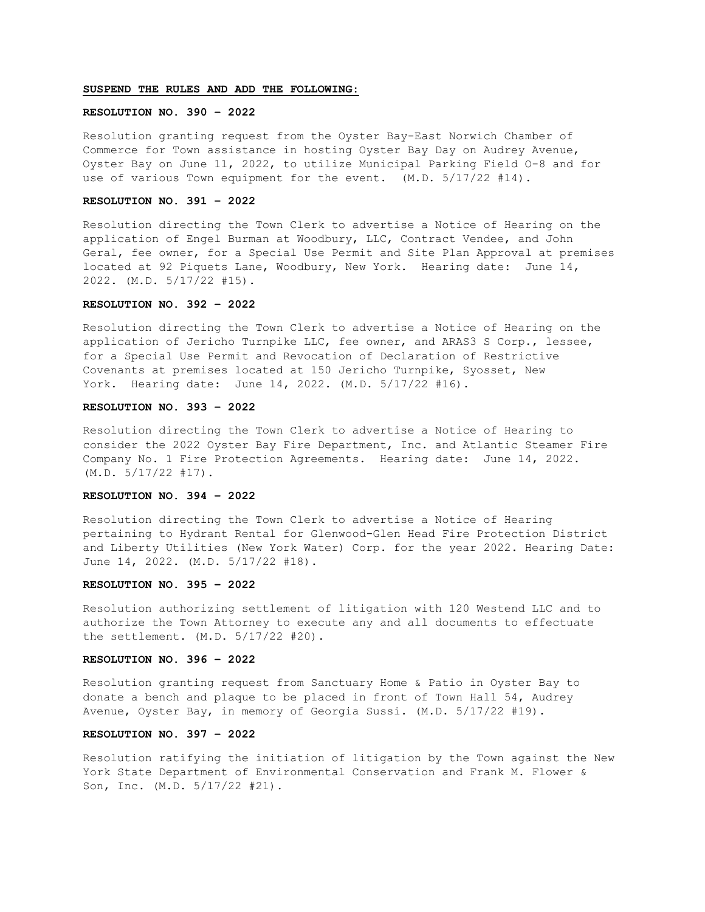**SUSPEND THE RULES AND ADD THE FOLLOWING:**

**RESOLUTION NO. 390 – 2022**

Resolution granting request from the Oyster Bay-East Norwich Chamber of Commerce for Town assistance in hosting Oyster Bay Day on Audrey Avenue, Oyster Bay on June 11, 2022, to utilize Municipal Parking Field O-8 and for use of various Town equipment for the event. (M.D. 5/17/22 #14).

**RESOLUTION NO. 391 – 2022**

Resolution directing the Town Clerk to advertise a Notice of Hearing on the application of Engel Burman at Woodbury, LLC, Contract Vendee, and John Geral, fee owner, for a Special Use Permit and Site Plan Approval at premises located at 92 Piquets Lane, Woodbury, New York. Hearing date: June 14, 2022. (M.D. 5/17/22 #15).

**RESOLUTION NO. 392 – 2022**

Resolution directing the Town Clerk to advertise a Notice of Hearing on the application of Jericho Turnpike LLC, fee owner, and ARAS3 S Corp., lessee, for a Special Use Permit and Revocation of Declaration of Restrictive Covenants at premises located at 150 Jericho Turnpike, Syosset, New York. Hearing date: June 14, 2022. (M.D. 5/17/22 #16).

**RESOLUTION NO. 393 – 2022**

Resolution directing the Town Clerk to advertise a Notice of Hearing to consider the 2022 Oyster Bay Fire Department, Inc. and Atlantic Steamer Fire Company No. 1 Fire Protection Agreements. Hearing date: June 14, 2022. (M.D. 5/17/22 #17).

**RESOLUTION NO. 394 – 2022**

Resolution directing the Town Clerk to advertise a Notice of Hearing pertaining to Hydrant Rental for Glenwood-Glen Head Fire Protection District and Liberty Utilities (New York Water) Corp. for the year 2022. Hearing Date: June 14, 2022. (M.D. 5/17/22 #18).

**RESOLUTION NO. 395 – 2022**

Resolution authorizing settlement of litigation with 120 Westend LLC and to authorize the Town Attorney to execute any and all documents to effectuate the settlement. (M.D. 5/17/22 #20).

**RESOLUTION NO. 396 – 2022**

Resolution granting request from Sanctuary Home & Patio in Oyster Bay to donate a bench and plaque to be placed in front of Town Hall 54, Audrey Avenue, Oyster Bay, in memory of Georgia Sussi. (M.D. 5/17/22 #19).

**RESOLUTION NO. 397 – 2022**

Resolution ratifying the initiation of litigation by the Town against the New York State Department of Environmental Conservation and Frank M. Flower & Son, Inc. (M.D. 5/17/22 #21).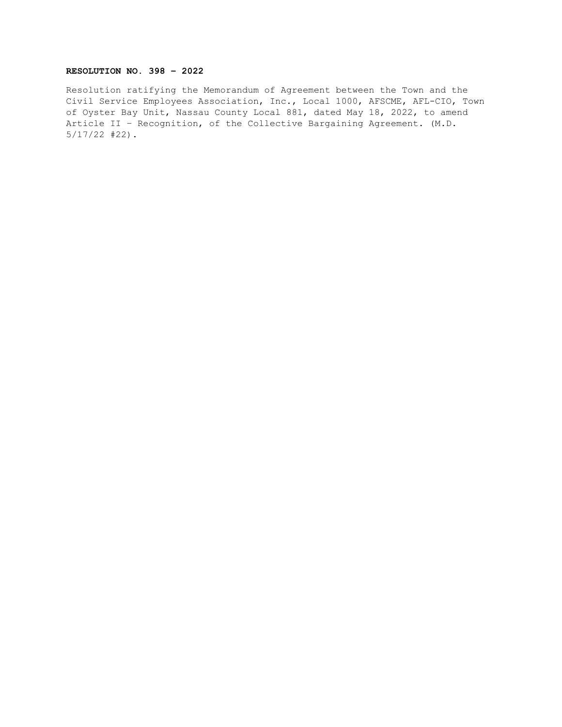**RESOLUTION NO. 398 – 2022**

Resolution ratifying the Memorandum of Agreement between the Town and the Civil Service Employees Association, Inc., Local 1000, AFSCME, AFL-CIO, Town of Oyster Bay Unit, Nassau County Local 881, dated May 18, 2022, to amend Article II – Recognition, of the Collective Bargaining Agreement. (M.D. 5/17/22 #22).